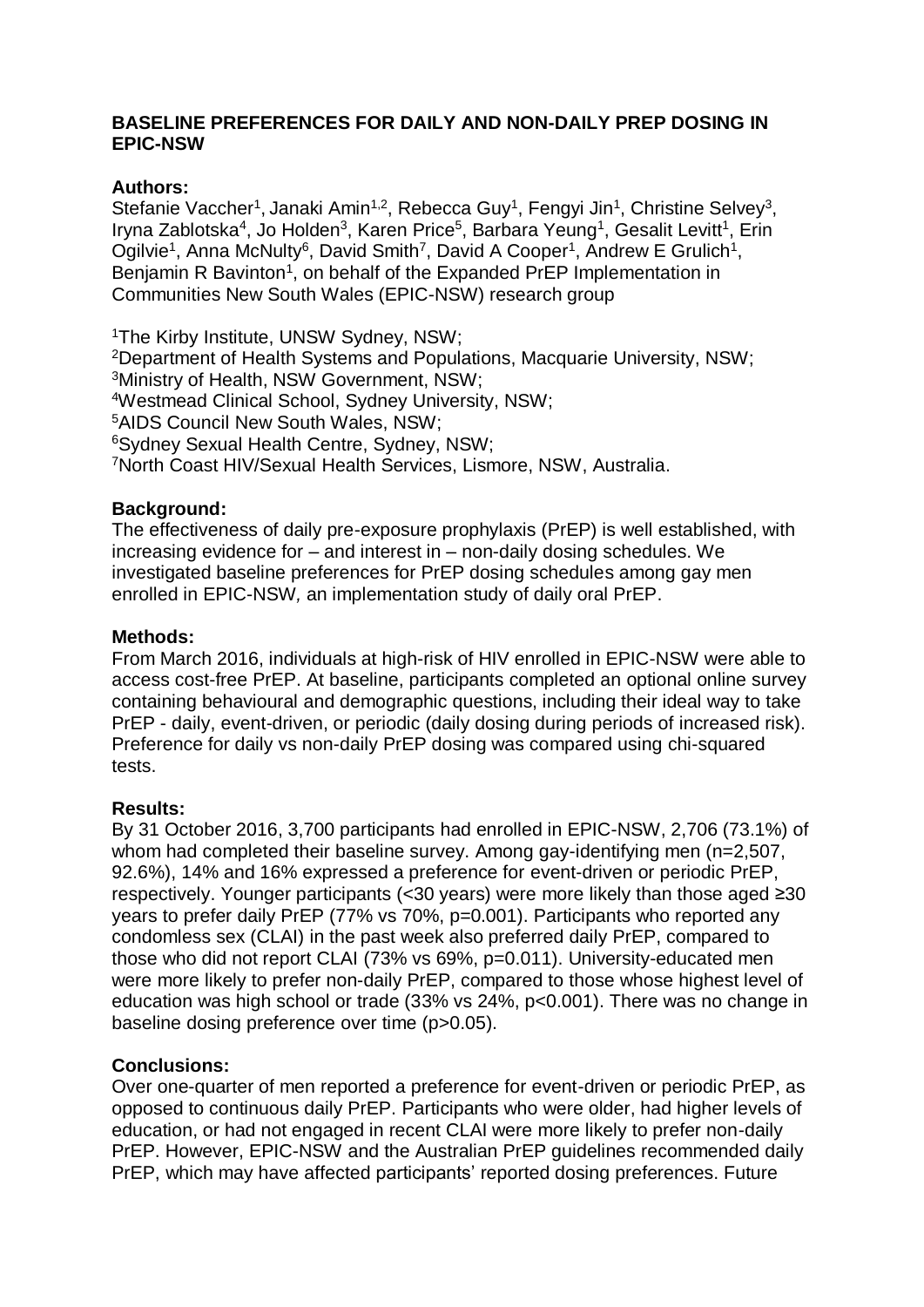**BASELINE PREFERENCES FOR DAILY AND NON-DAILY PREP DOSING IN EPIC-NSW**

**Authors:**
Stefanie Vaccher[1], Janaki Amin[1,2], Rebecca Guy[1], Fengyi Jin[1], Christine Selvey[3], Iryna Zablotska[4], Jo Holden[3], Karen Price[5], Barbara Yeung[1], Gesalit Levitt[1], Erin Ogilvie[1], Anna McNulty[6], David Smith[7], David A Cooper[1], Andrew E Grulich[1], Benjamin R Bavinton[1], on behalf of the Expanded PrEP Implementation in Communities New South Wales (EPIC-NSW) research group

[1]The Kirby Institute, UNSW Sydney, NSW;
[2]Department of Health Systems and Populations, Macquarie University, NSW;
[3]Ministry of Health, NSW Government, NSW;
[4]Westmead Clinical School, Sydney University, NSW;
[5]AIDS Council New South Wales, NSW;
[6]Sydney Sexual Health Centre, Sydney, NSW;
[7]North Coast HIV/Sexual Health Services, Lismore, NSW, Australia.

**Background:**
The effectiveness of daily pre-exposure prophylaxis (PrEP) is well established, with increasing evidence for – and interest in – non-daily dosing schedules. We investigated baseline preferences for PrEP dosing schedules among gay men enrolled in EPIC-NSW, an implementation study of daily oral PrEP.

**Methods:**
From March 2016, individuals at high-risk of HIV enrolled in EPIC-NSW were able to access cost-free PrEP. At baseline, participants completed an optional online survey containing behavioural and demographic questions, including their ideal way to take PrEP - daily, event-driven, or periodic (daily dosing during periods of increased risk). Preference for daily vs non-daily PrEP dosing was compared using chi-squared tests.

**Results:**
By 31 October 2016, 3,700 participants had enrolled in EPIC-NSW, 2,706 (73.1%) of whom had completed their baseline survey. Among gay-identifying men (n=2,507, 92.6%), 14% and 16% expressed a preference for event-driven or periodic PrEP, respectively. Younger participants (<30 years) were more likely than those aged ≥30 years to prefer daily PrEP (77% vs 70%, p=0.001). Participants who reported any condomless sex (CLAI) in the past week also preferred daily PrEP, compared to those who did not report CLAI (73% vs 69%, p=0.011). University-educated men were more likely to prefer non-daily PrEP, compared to those whose highest level of education was high school or trade (33% vs 24%, p<0.001). There was no change in baseline dosing preference over time (p>0.05).

**Conclusions:**
Over one-quarter of men reported a preference for event-driven or periodic PrEP, as opposed to continuous daily PrEP. Participants who were older, had higher levels of education, or had not engaged in recent CLAI were more likely to prefer non-daily PrEP. However, EPIC-NSW and the Australian PrEP guidelines recommended daily PrEP, which may have affected participants' reported dosing preferences. Future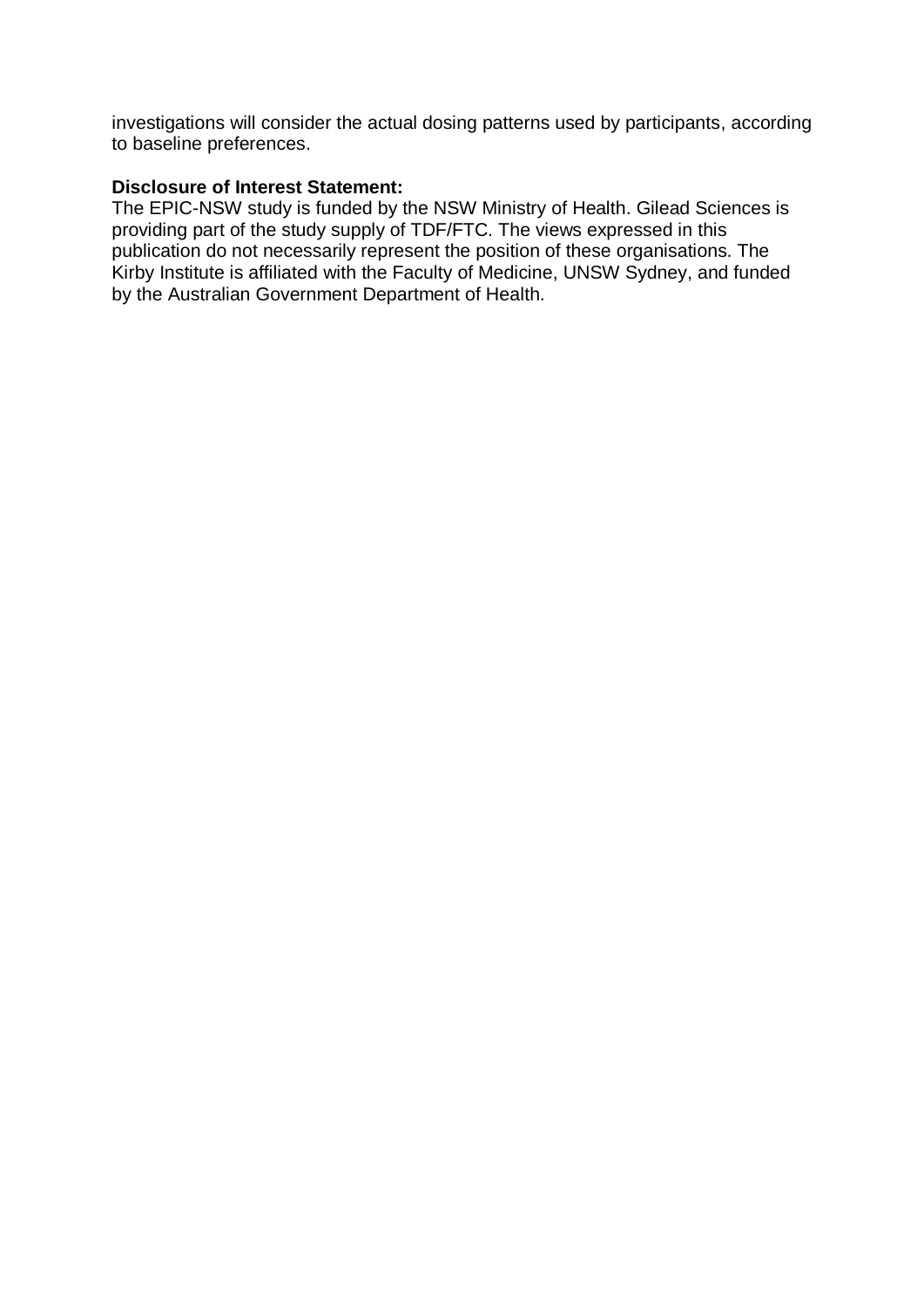investigations will consider the actual dosing patterns used by participants, according to baseline preferences.

**Disclosure of Interest Statement:**

The EPIC-NSW study is funded by the NSW Ministry of Health. Gilead Sciences is providing part of the study supply of TDF/FTC. The views expressed in this publication do not necessarily represent the position of these organisations. The Kirby Institute is affiliated with the Faculty of Medicine, UNSW Sydney, and funded by the Australian Government Department of Health.